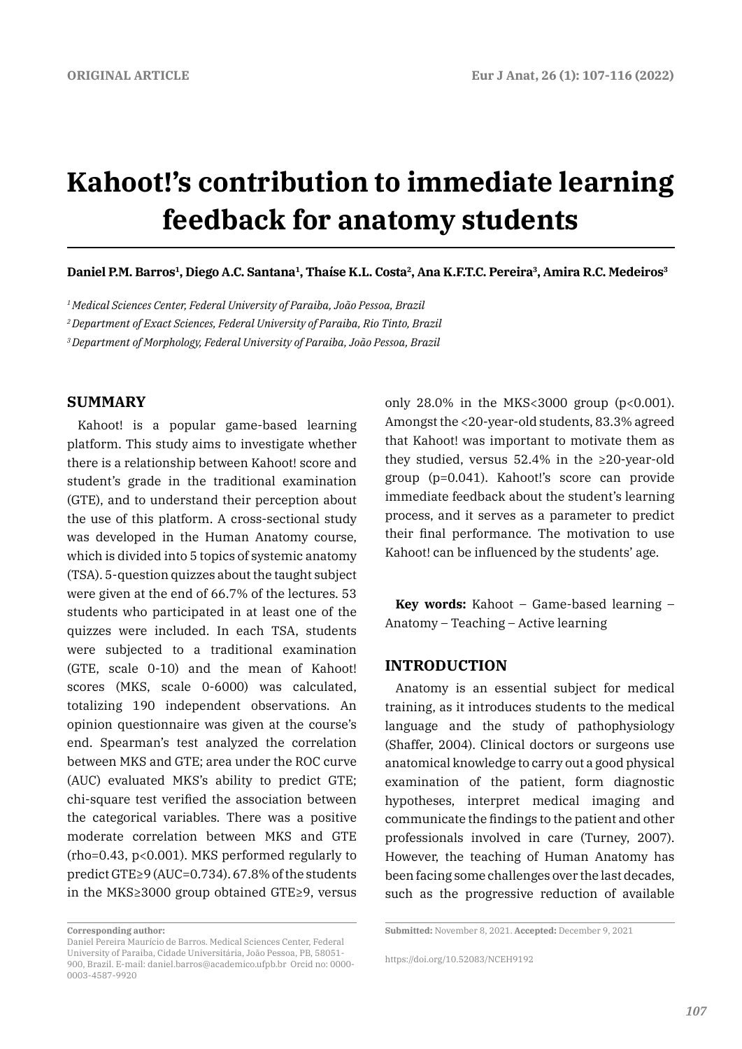ORIGINAL ARTICLE

# Kahoot!'s contribution to immediate learning feedback for anatomy students

**Daniel P.M. Barros[1], Diego A.C. Santana[1], Thaíse K.L. Costa[2], Ana K.F.T.C. Pereira[3], Amira R.C. Medeiros[3]**

*[1] Medical Sciences Center, Federal University of Paraiba, João Pessoa, Brazil*

*[2] Department of Exact Sciences, Federal University of Paraiba, Rio Tinto, Brazil*

*[3] Department of Morphology, Federal University of Paraiba, João Pessoa, Brazil*

## SUMMARY

Kahoot! is a popular game-based learning platform. This study aims to investigate whether there is a relationship between Kahoot! score and student's grade in the traditional examination (GTE), and to understand their perception about the use of this platform. A cross-sectional study was developed in the Human Anatomy course, which is divided into 5 topics of systemic anatomy (TSA). 5-question quizzes about the taught subject were given at the end of 66.7% of the lectures. 53 students who participated in at least one of the quizzes were included. In each TSA, students were subjected to a traditional examination (GTE, scale 0-10) and the mean of Kahoot! scores (MKS, scale 0-6000) was calculated, totalizing 190 independent observations. An opinion questionnaire was given at the course's end. Spearman's test analyzed the correlation between MKS and GTE; area under the ROC curve (AUC) evaluated MKS's ability to predict GTE; chi-square test verified the association between the categorical variables. There was a positive moderate correlation between MKS and GTE (rho=0.43, $p<0.001$). MKS performed regularly to predict GTE≥9 (AUC=0.734). 67.8% of the students in the MKS≥3000 group obtained GTE≥9, versus only 28.0% in the MKS<3000 group ($p<0.001$). Amongst the <20-year-old students, 83.3% agreed that Kahoot! was important to motivate them as they studied, versus 52.4% in the ≥20-year-old group ($p=0.041$). Kahoot!'s score can provide immediate feedback about the student's learning process, and it serves as a parameter to predict their final performance. The motivation to use Kahoot! can be influenced by the students' age.

**Key words:** Kahoot – Game-based learning – Anatomy – Teaching – Active learning

## INTRODUCTION

Anatomy is an essential subject for medical training, as it introduces students to the medical language and the study of pathophysiology (Shaffer, 2004). Clinical doctors or surgeons use anatomical knowledge to carry out a good physical examination of the patient, form diagnostic hypotheses, interpret medical imaging and communicate the findings to the patient and other professionals involved in care (Turney, 2007). However, the teaching of Human Anatomy has been facing some challenges over the last decades, such as the progressive reduction of available

**Corresponding author:**
Daniel Pereira Maurício de Barros. Medical Sciences Center, Federal University of Paraiba, Cidade Universitária, João Pessoa, PB, 58051-900, Brazil. E-mail: daniel.barros@academico.ufpb.br Orcid no: 0000-0003-4587-9920

**Submitted:** November 8, 2021. **Accepted:** December 9, 2021

https://doi.org/10.52083/NCEH9192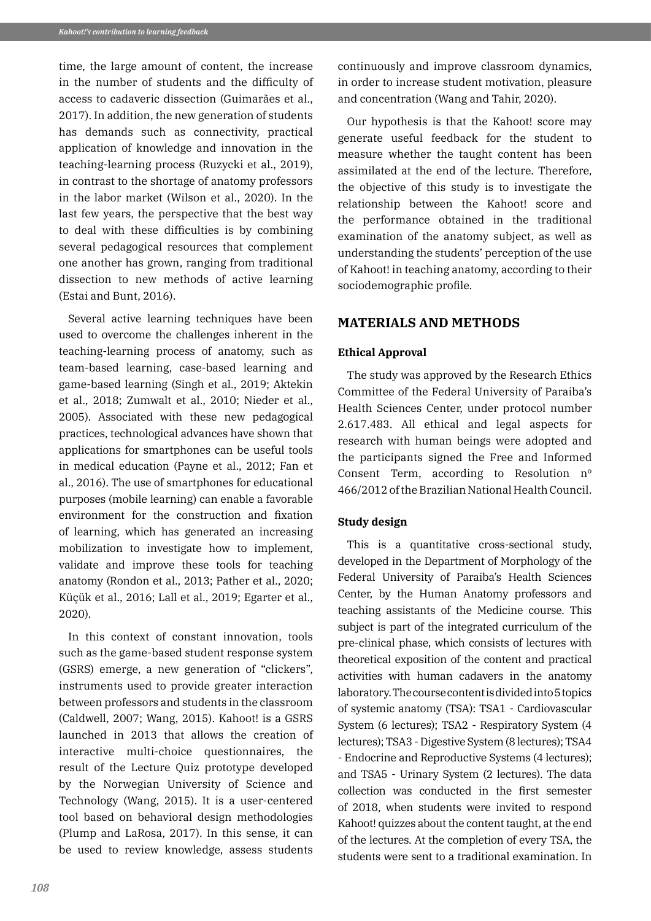time, the large amount of content, the increase in the number of students and the difficulty of access to cadaveric dissection (Guimarães et al., 2017). In addition, the new generation of students has demands such as connectivity, practical application of knowledge and innovation in the teaching-learning process (Ruzycki et al., 2019), in contrast to the shortage of anatomy professors in the labor market (Wilson et al., 2020). In the last few years, the perspective that the best way to deal with these difficulties is by combining several pedagogical resources that complement one another has grown, ranging from traditional dissection to new methods of active learning (Estai and Bunt, 2016).

Several active learning techniques have been used to overcome the challenges inherent in the teaching-learning process of anatomy, such as team-based learning, case-based learning and game-based learning (Singh et al., 2019; Aktekin et al., 2018; Zumwalt et al., 2010; Nieder et al., 2005). Associated with these new pedagogical practices, technological advances have shown that applications for smartphones can be useful tools in medical education (Payne et al., 2012; Fan et al., 2016). The use of smartphones for educational purposes (mobile learning) can enable a favorable environment for the construction and fixation of learning, which has generated an increasing mobilization to investigate how to implement, validate and improve these tools for teaching anatomy (Rondon et al., 2013; Pather et al., 2020; Küçük et al., 2016; Lall et al., 2019; Egarter et al., 2020).

In this context of constant innovation, tools such as the game-based student response system (GSRS) emerge, a new generation of "clickers", instruments used to provide greater interaction between professors and students in the classroom (Caldwell, 2007; Wang, 2015). Kahoot! is a GSRS launched in 2013 that allows the creation of interactive multi-choice questionnaires, the result of the Lecture Quiz prototype developed by the Norwegian University of Science and Technology (Wang, 2015). It is a user-centered tool based on behavioral design methodologies (Plump and LaRosa, 2017). In this sense, it can be used to review knowledge, assess students continuously and improve classroom dynamics, in order to increase student motivation, pleasure and concentration (Wang and Tahir, 2020).

Our hypothesis is that the Kahoot! score may generate useful feedback for the student to measure whether the taught content has been assimilated at the end of the lecture. Therefore, the objective of this study is to investigate the relationship between the Kahoot! score and the performance obtained in the traditional examination of the anatomy subject, as well as understanding the students' perception of the use of Kahoot! in teaching anatomy, according to their sociodemographic profile.

## MATERIALS AND METHODS

### Ethical Approval

The study was approved by the Research Ethics Committee of the Federal University of Paraiba's Health Sciences Center, under protocol number 2.617.483. All ethical and legal aspects for research with human beings were adopted and the participants signed the Free and Informed Consent Term, according to Resolution nº 466/2012 of the Brazilian National Health Council.

### Study design

This is a quantitative cross-sectional study, developed in the Department of Morphology of the Federal University of Paraiba's Health Sciences Center, by the Human Anatomy professors and teaching assistants of the Medicine course. This subject is part of the integrated curriculum of the pre-clinical phase, which consists of lectures with theoretical exposition of the content and practical activities with human cadavers in the anatomy laboratory. The course content is divided into 5 topics of systemic anatomy (TSA): TSA1 - Cardiovascular System (6 lectures); TSA2 - Respiratory System (4 lectures); TSA3 - Digestive System (8 lectures); TSA4 - Endocrine and Reproductive Systems (4 lectures); and TSA5 - Urinary System (2 lectures). The data collection was conducted in the first semester of 2018, when students were invited to respond Kahoot! quizzes about the content taught, at the end of the lectures. At the completion of every TSA, the students were sent to a traditional examination. In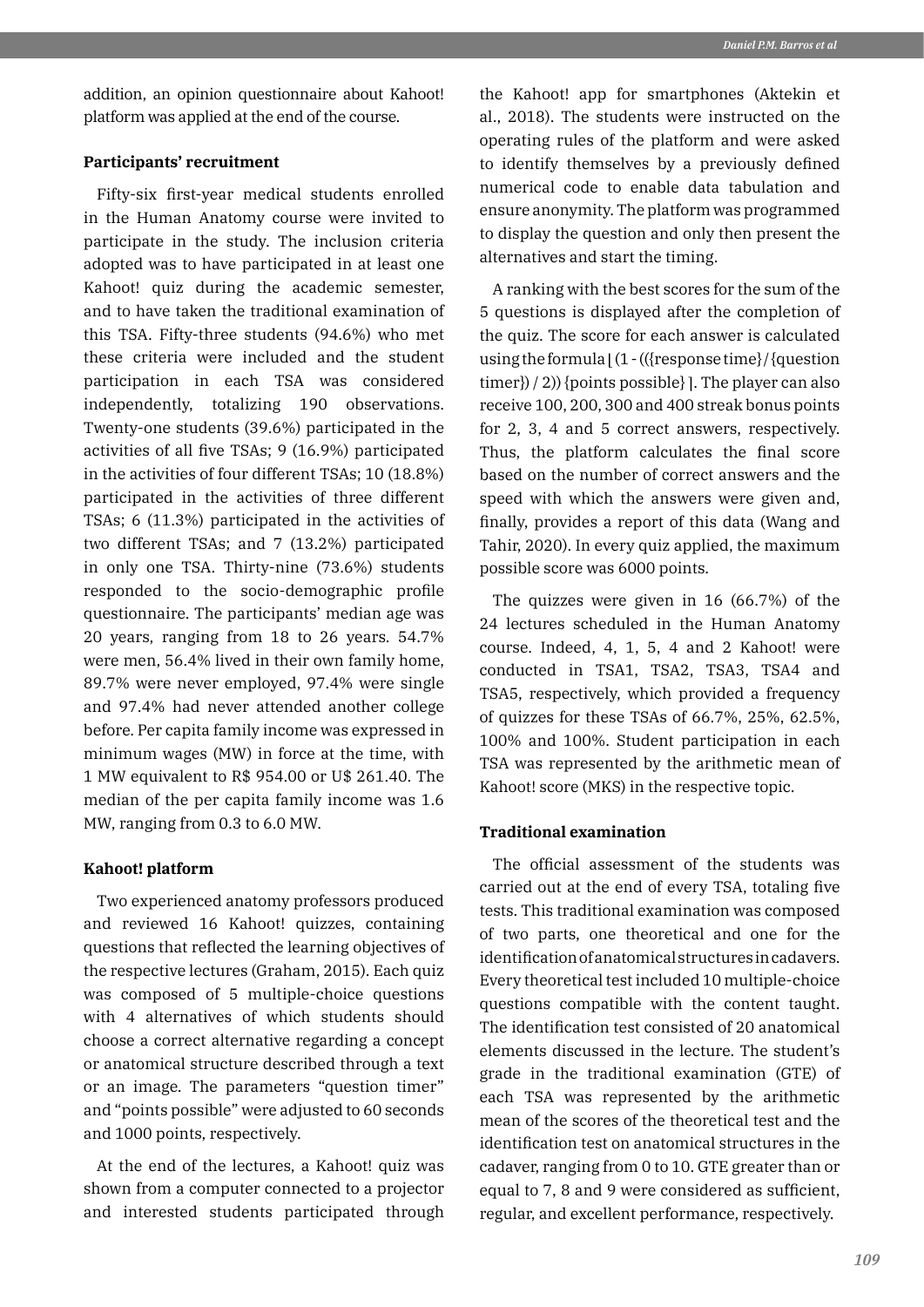addition, an opinion questionnaire about Kahoot! platform was applied at the end of the course.

### Participants' recruitment

Fifty-six first-year medical students enrolled in the Human Anatomy course were invited to participate in the study. The inclusion criteria adopted was to have participated in at least one Kahoot! quiz during the academic semester, and to have taken the traditional examination of this TSA. Fifty-three students (94.6%) who met these criteria were included and the student participation in each TSA was considered independently, totalizing 190 observations. Twenty-one students (39.6%) participated in the activities of all five TSAs; 9 (16.9%) participated in the activities of four different TSAs; 10 (18.8%) participated in the activities of three different TSAs; 6 (11.3%) participated in the activities of two different TSAs; and 7 (13.2%) participated in only one TSA. Thirty-nine (73.6%) students responded to the socio-demographic profile questionnaire. The participants' median age was 20 years, ranging from 18 to 26 years. 54.7% were men, 56.4% lived in their own family home, 89.7% were never employed, 97.4% were single and 97.4% had never attended another college before. Per capita family income was expressed in minimum wages (MW) in force at the time, with 1 MW equivalent to R$ 954.00 or U$ 261.40. The median of the per capita family income was 1.6 MW, ranging from 0.3 to 6.0 MW.

### Kahoot! platform

Two experienced anatomy professors produced and reviewed 16 Kahoot! quizzes, containing questions that reflected the learning objectives of the respective lectures (Graham, 2015). Each quiz was composed of 5 multiple-choice questions with 4 alternatives of which students should choose a correct alternative regarding a concept or anatomical structure described through a text or an image. The parameters "question timer" and "points possible" were adjusted to 60 seconds and 1000 points, respectively.

At the end of the lectures, a Kahoot! quiz was shown from a computer connected to a projector and interested students participated through the Kahoot! app for smartphones (Aktekin et al., 2018). The students were instructed on the operating rules of the platform and were asked to identify themselves by a previously defined numerical code to enable data tabulation and ensure anonymity. The platform was programmed to display the question and only then present the alternatives and start the timing.

A ranking with the best scores for the sum of the 5 questions is displayed after the completion of the quiz. The score for each answer is calculated using the formula ⌊(1 - (({response time}/{question timer}) / 2)) {points possible}⌉. The player can also receive 100, 200, 300 and 400 streak bonus points for 2, 3, 4 and 5 correct answers, respectively. Thus, the platform calculates the final score based on the number of correct answers and the speed with which the answers were given and, finally, provides a report of this data (Wang and Tahir, 2020). In every quiz applied, the maximum possible score was 6000 points.

The quizzes were given in 16 (66.7%) of the 24 lectures scheduled in the Human Anatomy course. Indeed, 4, 1, 5, 4 and 2 Kahoot! were conducted in TSA1, TSA2, TSA3, TSA4 and TSA5, respectively, which provided a frequency of quizzes for these TSAs of 66.7%, 25%, 62.5%, 100% and 100%. Student participation in each TSA was represented by the arithmetic mean of Kahoot! score (MKS) in the respective topic.

### Traditional examination

The official assessment of the students was carried out at the end of every TSA, totaling five tests. This traditional examination was composed of two parts, one theoretical and one for the identification of anatomical structures in cadavers. Every theoretical test included 10 multiple-choice questions compatible with the content taught. The identification test consisted of 20 anatomical elements discussed in the lecture. The student's grade in the traditional examination (GTE) of each TSA was represented by the arithmetic mean of the scores of the theoretical test and the identification test on anatomical structures in the cadaver, ranging from 0 to 10. GTE greater than or equal to 7, 8 and 9 were considered as sufficient, regular, and excellent performance, respectively.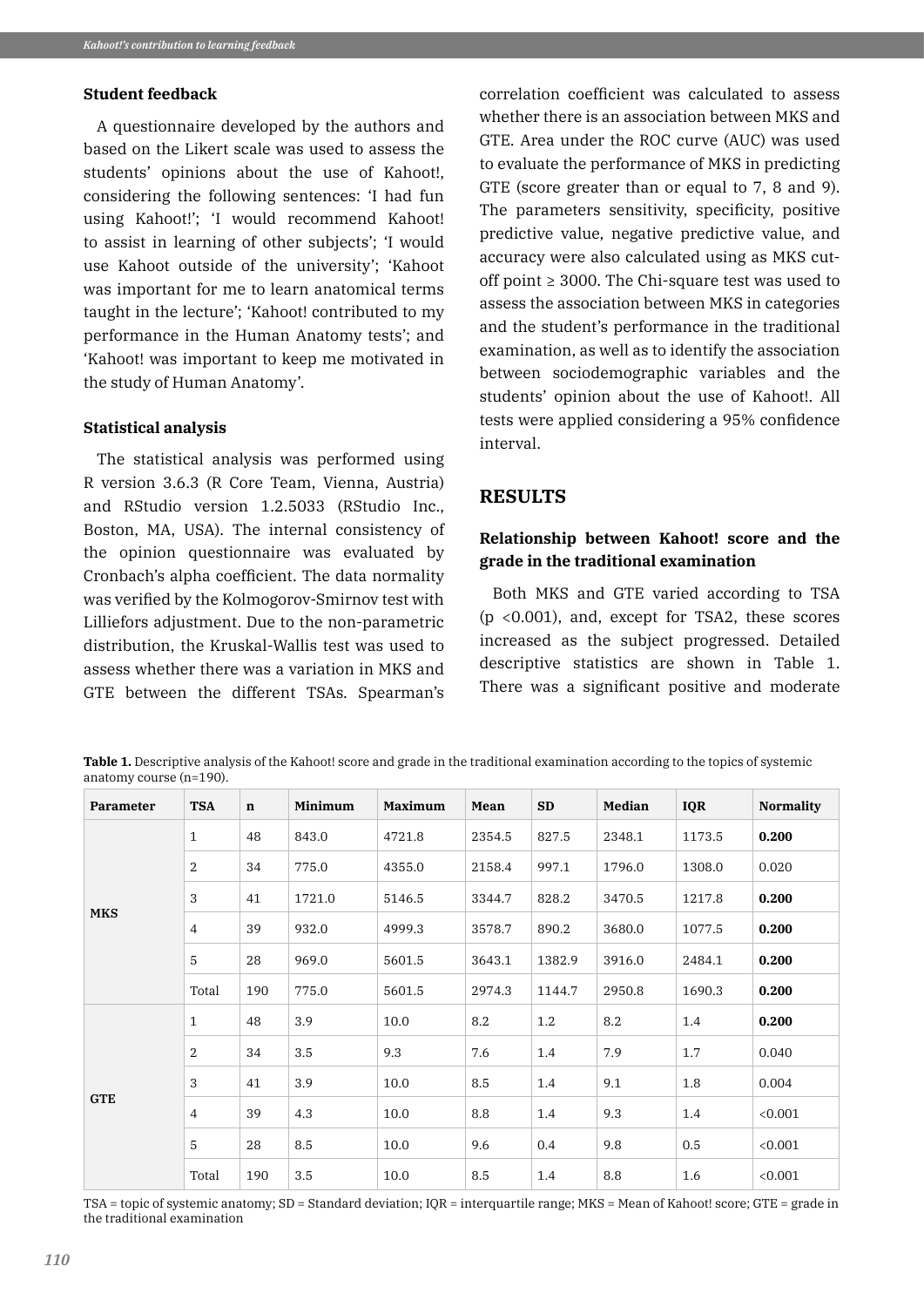### Student feedback

A questionnaire developed by the authors and based on the Likert scale was used to assess the students' opinions about the use of Kahoot!, considering the following sentences: 'I had fun using Kahoot!'; 'I would recommend Kahoot! to assist in learning of other subjects'; 'I would use Kahoot outside of the university'; 'Kahoot was important for me to learn anatomical terms taught in the lecture'; 'Kahoot! contributed to my performance in the Human Anatomy tests'; and 'Kahoot! was important to keep me motivated in the study of Human Anatomy'.

### Statistical analysis

The statistical analysis was performed using R version 3.6.3 (R Core Team, Vienna, Austria) and RStudio version 1.2.5033 (RStudio Inc., Boston, MA, USA). The internal consistency of the opinion questionnaire was evaluated by Cronbach's alpha coefficient. The data normality was verified by the Kolmogorov-Smirnov test with Lilliefors adjustment. Due to the non-parametric distribution, the Kruskal-Wallis test was used to assess whether there was a variation in MKS and GTE between the different TSAs. Spearman's correlation coefficient was calculated to assess whether there is an association between MKS and GTE. Area under the ROC curve (AUC) was used to evaluate the performance of MKS in predicting GTE (score greater than or equal to 7, 8 and 9). The parameters sensitivity, specificity, positive predictive value, negative predictive value, and accuracy were also calculated using as MKS cut-off point ≥ 3000. The Chi-square test was used to assess the association between MKS in categories and the student's performance in the traditional examination, as well as to identify the association between sociodemographic variables and the students' opinion about the use of Kahoot!. All tests were applied considering a 95% confidence interval.

## RESULTS

### Relationship between Kahoot! score and the grade in the traditional examination

Both MKS and GTE varied according to TSA ($p < 0.001$), and, except for TSA2, these scores increased as the subject progressed. Detailed descriptive statistics are shown in Table 1. There was a significant positive and moderate

**Table 1.** Descriptive analysis of the Kahoot! score and grade in the traditional examination according to the topics of systemic anatomy course (n=190).

| Parameter | TSA | n | Minimum | Maximum | Mean | SD | Median | IQR | Normality |
|---|---|---|---|---|---|---|---|---|---|
| MKS | 1 | 48 | 843.0 | 4721.8 | 2354.5 | 827.5 | 2348.1 | 1173.5 | **0.200** |
| | 2 | 34 | 775.0 | 4355.0 | 2158.4 | 997.1 | 1796.0 | 1308.0 | 0.020 |
| | 3 | 41 | 1721.0 | 5146.5 | 3344.7 | 828.2 | 3470.5 | 1217.8 | **0.200** |
| | 4 | 39 | 932.0 | 4999.3 | 3578.7 | 890.2 | 3680.0 | 1077.5 | **0.200** |
| | 5 | 28 | 969.0 | 5601.5 | 3643.1 | 1382.9 | 3916.0 | 2484.1 | **0.200** |
| | Total | 190 | 775.0 | 5601.5 | 2974.3 | 1144.7 | 2950.8 | 1690.3 | **0.200** |
| GTE | 1 | 48 | 3.9 | 10.0 | 8.2 | 1.2 | 8.2 | 1.4 | **0.200** |
| | 2 | 34 | 3.5 | 9.3 | 7.6 | 1.4 | 7.9 | 1.7 | 0.040 |
| | 3 | 41 | 3.9 | 10.0 | 8.5 | 1.4 | 9.1 | 1.8 | 0.004 |
| | 4 | 39 | 4.3 | 10.0 | 8.8 | 1.4 | 9.3 | 1.4 | <0.001 |
| | 5 | 28 | 8.5 | 10.0 | 9.6 | 0.4 | 9.8 | 0.5 | <0.001 |
| | Total | 190 | 3.5 | 10.0 | 8.5 | 1.4 | 8.8 | 1.6 | <0.001 |

TSA = topic of systemic anatomy; SD = Standard deviation; IQR = interquartile range; MKS = Mean of Kahoot! score; GTE = grade in the traditional examination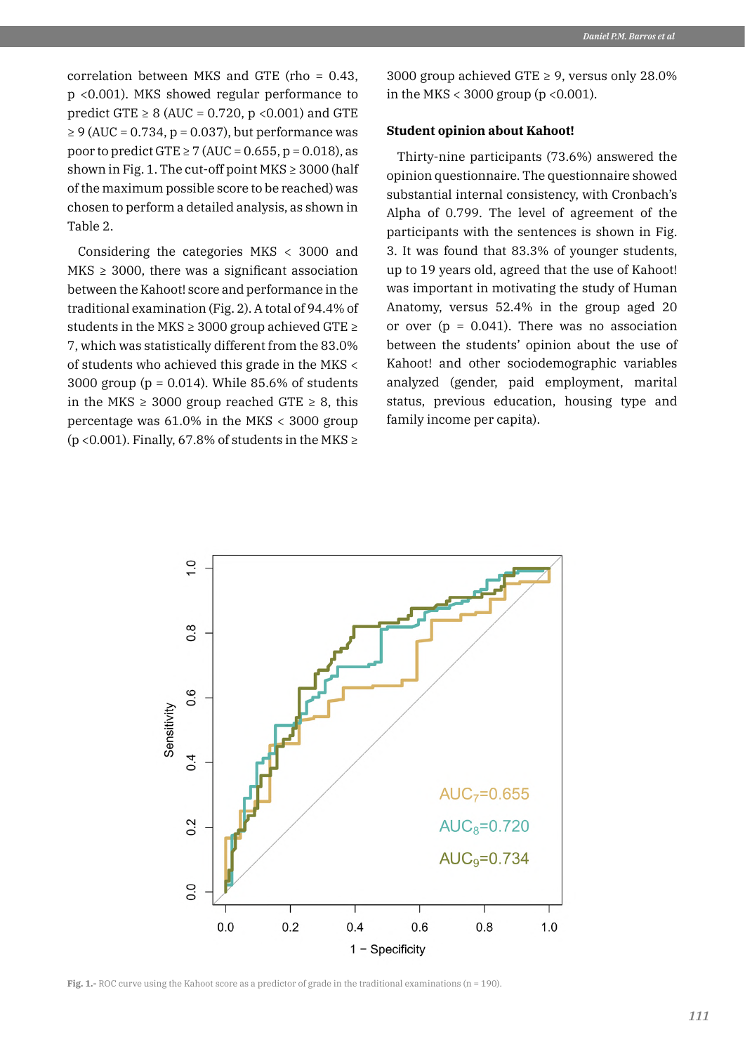correlation between MKS and GTE (rho = 0.43, $p < 0.001$). MKS showed regular performance to predict GTE ≥ 8 (AUC = 0.720, $p < 0.001$) and GTE ≥ 9 (AUC = 0.734, p = 0.037), but performance was poor to predict GTE ≥ 7 (AUC = 0.655, p = 0.018), as shown in Fig. 1. The cut-off point MKS ≥ 3000 (half of the maximum possible score to be reached) was chosen to perform a detailed analysis, as shown in Table 2.

Considering the categories MKS < 3000 and MKS ≥ 3000, there was a significant association between the Kahoot! score and performance in the traditional examination (Fig. 2). A total of 94.4% of students in the MKS ≥ 3000 group achieved GTE ≥ 7, which was statistically different from the 83.0% of students who achieved this grade in the MKS < 3000 group (p = 0.014). While 85.6% of students in the MKS ≥ 3000 group reached GTE ≥ 8, this percentage was 61.0% in the MKS < 3000 group ($p < 0.001$). Finally, 67.8% of students in the MKS ≥ 3000 group achieved GTE ≥ 9, versus only 28.0% in the MKS < 3000 group ($p < 0.001$).

### Student opinion about Kahoot!

Thirty-nine participants (73.6%) answered the opinion questionnaire. The questionnaire showed substantial internal consistency, with Cronbach's Alpha of 0.799. The level of agreement of the participants with the sentences is shown in Fig. 3. It was found that 83.3% of younger students, up to 19 years old, agreed that the use of Kahoot! was important in motivating the study of Human Anatomy, versus 52.4% in the group aged 20 or over (p = 0.041). There was no association between the students' opinion about the use of Kahoot! and other sociodemographic variables analyzed (gender, paid employment, marital status, previous education, housing type and family income per capita).

**Fig. 1.-** ROC curve using the Kahoot score as a predictor of grade in the traditional examinations (n = 190).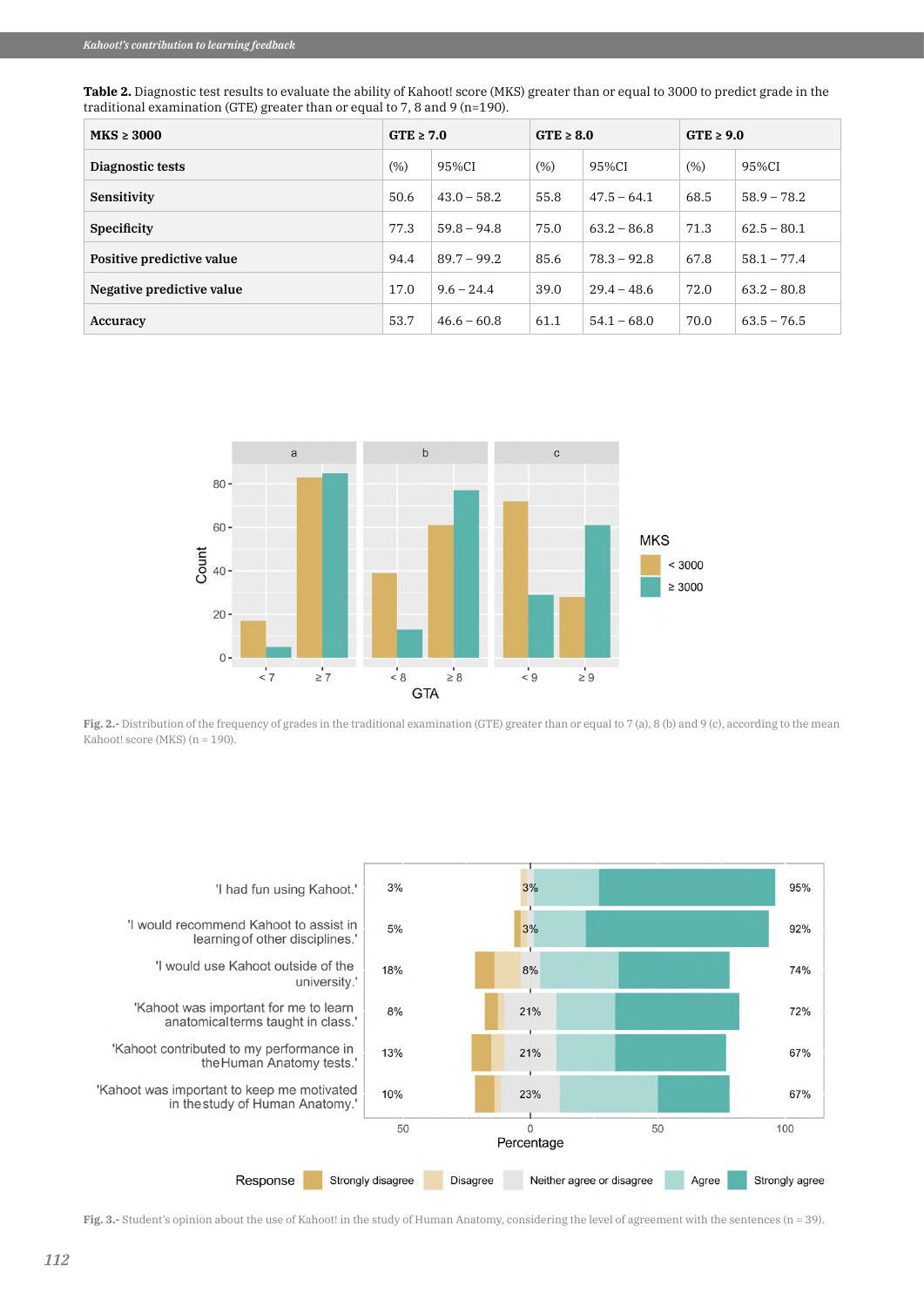**Table 2.** Diagnostic test results to evaluate the ability of Kahoot! score (MKS) greater than or equal to 3000 to predict grade in the traditional examination (GTE) greater than or equal to 7, 8 and 9 (n=190).

| MKS ≥ 3000 | GTE ≥ 7.0 | | GTE ≥ 8.0 | | GTE ≥ 9.0 | |
|---|---|---|---|---|---|---|
| **Diagnostic tests** | (%) | 95%CI | (%) | 95%CI | (%) | 95%CI |
| **Sensitivity** | 50.6 | 43.0 – 58.2 | 55.8 | 47.5 – 64.1 | 68.5 | 58.9 – 78.2 |
| **Specificity** | 77.3 | 59.8 – 94.8 | 75.0 | 63.2 – 86.8 | 71.3 | 62.5 – 80.1 |
| **Positive predictive value** | 94.4 | 89.7 – 99.2 | 85.6 | 78.3 – 92.8 | 67.8 | 58.1 – 77.4 |
| **Negative predictive value** | 17.0 | 9.6 – 24.4 | 39.0 | 29.4 – 48.6 | 72.0 | 63.2 – 80.8 |
| **Accuracy** | 53.7 | 46.6 – 60.8 | 61.1 | 54.1 – 68.0 | 70.0 | 63.5 – 76.5 |

**Fig. 2.-** Distribution of the frequency of grades in the traditional examination (GTE) greater than or equal to 7 (a), 8 (b) and 9 (c), according to the mean Kahoot! score (MKS) (n = 190).

**Fig. 3.-** Student's opinion about the use of Kahoot! in the study of Human Anatomy, considering the level of agreement with the sentences (n = 39).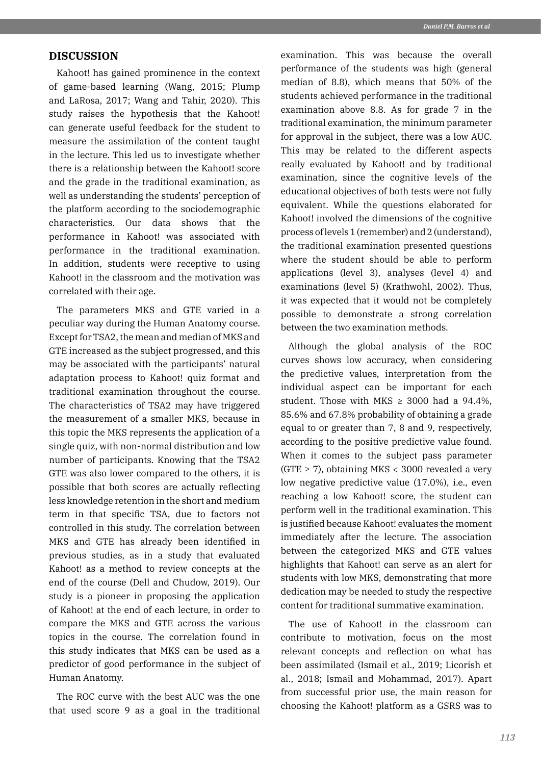## DISCUSSION

Kahoot! has gained prominence in the context of game-based learning (Wang, 2015; Plump and LaRosa, 2017; Wang and Tahir, 2020). This study raises the hypothesis that the Kahoot! can generate useful feedback for the student to measure the assimilation of the content taught in the lecture. This led us to investigate whether there is a relationship between the Kahoot! score and the grade in the traditional examination, as well as understanding the students' perception of the platform according to the sociodemographic characteristics. Our data shows that the performance in Kahoot! was associated with performance in the traditional examination. In addition, students were receptive to using Kahoot! in the classroom and the motivation was correlated with their age.

The parameters MKS and GTE varied in a peculiar way during the Human Anatomy course. Except for TSA2, the mean and median of MKS and GTE increased as the subject progressed, and this may be associated with the participants' natural adaptation process to Kahoot! quiz format and traditional examination throughout the course. The characteristics of TSA2 may have triggered the measurement of a smaller MKS, because in this topic the MKS represents the application of a single quiz, with non-normal distribution and low number of participants. Knowing that the TSA2 GTE was also lower compared to the others, it is possible that both scores are actually reflecting less knowledge retention in the short and medium term in that specific TSA, due to factors not controlled in this study. The correlation between MKS and GTE has already been identified in previous studies, as in a study that evaluated Kahoot! as a method to review concepts at the end of the course (Dell and Chudow, 2019). Our study is a pioneer in proposing the application of Kahoot! at the end of each lecture, in order to compare the MKS and GTE across the various topics in the course. The correlation found in this study indicates that MKS can be used as a predictor of good performance in the subject of Human Anatomy.

The ROC curve with the best AUC was the one that used score 9 as a goal in the traditional examination. This was because the overall performance of the students was high (general median of 8.8), which means that 50% of the students achieved performance in the traditional examination above 8.8. As for grade 7 in the traditional examination, the minimum parameter for approval in the subject, there was a low AUC. This may be related to the different aspects really evaluated by Kahoot! and by traditional examination, since the cognitive levels of the educational objectives of both tests were not fully equivalent. While the questions elaborated for Kahoot! involved the dimensions of the cognitive process of levels 1 (remember) and 2 (understand), the traditional examination presented questions where the student should be able to perform applications (level 3), analyses (level 4) and examinations (level 5) (Krathwohl, 2002). Thus, it was expected that it would not be completely possible to demonstrate a strong correlation between the two examination methods.

Although the global analysis of the ROC curves shows low accuracy, when considering the predictive values, interpretation from the individual aspect can be important for each student. Those with MKS ≥ 3000 had a 94.4%, 85.6% and 67.8% probability of obtaining a grade equal to or greater than 7, 8 and 9, respectively, according to the positive predictive value found. When it comes to the subject pass parameter (GTE ≥ 7), obtaining MKS < 3000 revealed a very low negative predictive value (17.0%), i.e., even reaching a low Kahoot! score, the student can perform well in the traditional examination. This is justified because Kahoot! evaluates the moment immediately after the lecture. The association between the categorized MKS and GTE values highlights that Kahoot! can serve as an alert for students with low MKS, demonstrating that more dedication may be needed to study the respective content for traditional summative examination.

The use of Kahoot! in the classroom can contribute to motivation, focus on the most relevant concepts and reflection on what has been assimilated (Ismail et al., 2019; Licorish et al., 2018; Ismail and Mohammad, 2017). Apart from successful prior use, the main reason for choosing the Kahoot! platform as a GSRS was to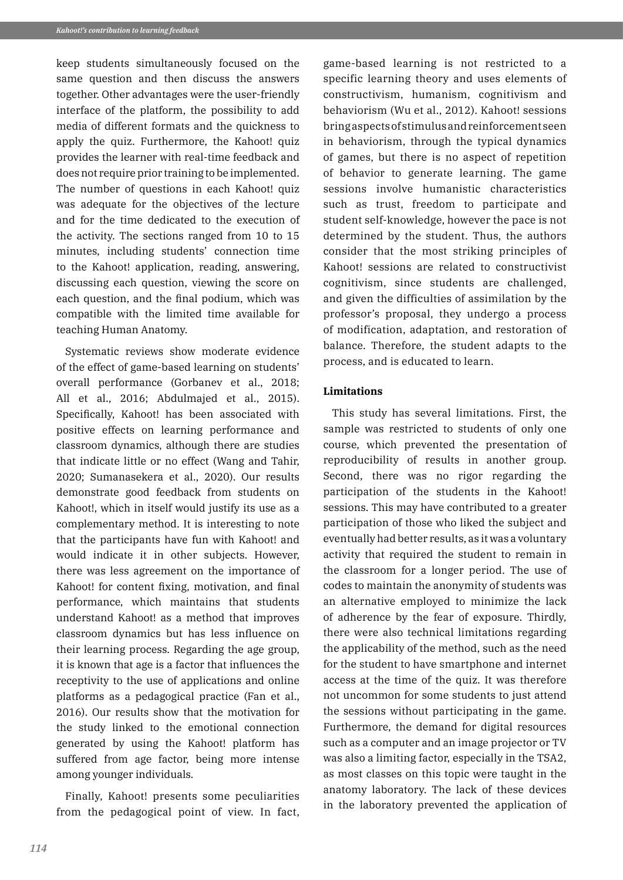keep students simultaneously focused on the same question and then discuss the answers together. Other advantages were the user-friendly interface of the platform, the possibility to add media of different formats and the quickness to apply the quiz. Furthermore, the Kahoot! quiz provides the learner with real-time feedback and does not require prior training to be implemented. The number of questions in each Kahoot! quiz was adequate for the objectives of the lecture and for the time dedicated to the execution of the activity. The sections ranged from 10 to 15 minutes, including students' connection time to the Kahoot! application, reading, answering, discussing each question, viewing the score on each question, and the final podium, which was compatible with the limited time available for teaching Human Anatomy.

Systematic reviews show moderate evidence of the effect of game-based learning on students' overall performance (Gorbanev et al., 2018; All et al., 2016; Abdulmajed et al., 2015). Specifically, Kahoot! has been associated with positive effects on learning performance and classroom dynamics, although there are studies that indicate little or no effect (Wang and Tahir, 2020; Sumanasekera et al., 2020). Our results demonstrate good feedback from students on Kahoot!, which in itself would justify its use as a complementary method. It is interesting to note that the participants have fun with Kahoot! and would indicate it in other subjects. However, there was less agreement on the importance of Kahoot! for content fixing, motivation, and final performance, which maintains that students understand Kahoot! as a method that improves classroom dynamics but has less influence on their learning process. Regarding the age group, it is known that age is a factor that influences the receptivity to the use of applications and online platforms as a pedagogical practice (Fan et al., 2016). Our results show that the motivation for the study linked to the emotional connection generated by using the Kahoot! platform has suffered from age factor, being more intense among younger individuals.

Finally, Kahoot! presents some peculiarities from the pedagogical point of view. In fact, game-based learning is not restricted to a specific learning theory and uses elements of constructivism, humanism, cognitivism and behaviorism (Wu et al., 2012). Kahoot! sessions bring aspects of stimulus and reinforcement seen in behaviorism, through the typical dynamics of games, but there is no aspect of repetition of behavior to generate learning. The game sessions involve humanistic characteristics such as trust, freedom to participate and student self-knowledge, however the pace is not determined by the student. Thus, the authors consider that the most striking principles of Kahoot! sessions are related to constructivist cognitivism, since students are challenged, and given the difficulties of assimilation by the professor's proposal, they undergo a process of modification, adaptation, and restoration of balance. Therefore, the student adapts to the process, and is educated to learn.

#### Limitations

This study has several limitations. First, the sample was restricted to students of only one course, which prevented the presentation of reproducibility of results in another group. Second, there was no rigor regarding the participation of the students in the Kahoot! sessions. This may have contributed to a greater participation of those who liked the subject and eventually had better results, as it was a voluntary activity that required the student to remain in the classroom for a longer period. The use of codes to maintain the anonymity of students was an alternative employed to minimize the lack of adherence by the fear of exposure. Thirdly, there were also technical limitations regarding the applicability of the method, such as the need for the student to have smartphone and internet access at the time of the quiz. It was therefore not uncommon for some students to just attend the sessions without participating in the game. Furthermore, the demand for digital resources such as a computer and an image projector or TV was also a limiting factor, especially in the TSA2, as most classes on this topic were taught in the anatomy laboratory. The lack of these devices in the laboratory prevented the application of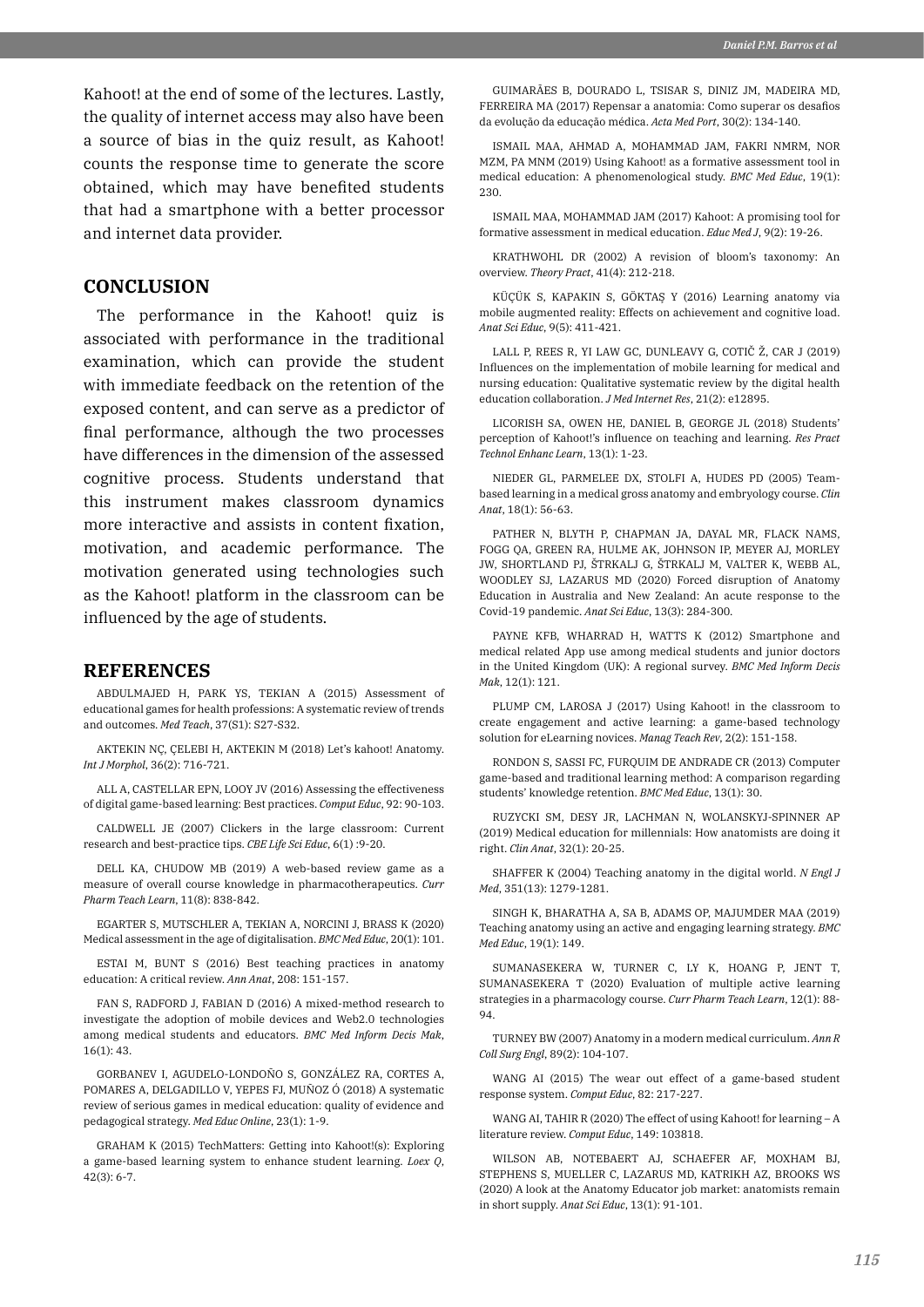Kahoot! at the end of some of the lectures. Lastly, the quality of internet access may also have been a source of bias in the quiz result, as Kahoot! counts the response time to generate the score obtained, which may have benefited students that had a smartphone with a better processor and internet data provider.

## CONCLUSION

The performance in the Kahoot! quiz is associated with performance in the traditional examination, which can provide the student with immediate feedback on the retention of the exposed content, and can serve as a predictor of final performance, although the two processes have differences in the dimension of the assessed cognitive process. Students understand that this instrument makes classroom dynamics more interactive and assists in content fixation, motivation, and academic performance. The motivation generated using technologies such as the Kahoot! platform in the classroom can be influenced by the age of students.

## REFERENCES

ABDULMAJED H, PARK YS, TEKIAN A (2015) Assessment of educational games for health professions: A systematic review of trends and outcomes. *Med Teach*, 37(S1): S27-S32.

AKTEKIN NÇ, ÇELEBI H, AKTEKIN M (2018) Let's kahoot! Anatomy. *Int J Morphol*, 36(2): 716-721.

ALL A, CASTELLAR EPN, LOOY JV (2016) Assessing the effectiveness of digital game-based learning: Best practices. *Comput Educ*, 92: 90-103.

CALDWELL JE (2007) Clickers in the large classroom: Current research and best-practice tips. *CBE Life Sci Educ*, 6(1) :9-20.

DELL KA, CHUDOW MB (2019) A web-based review game as a measure of overall course knowledge in pharmacotherapeutics. *Curr Pharm Teach Learn*, 11(8): 838-842.

EGARTER S, MUTSCHLER A, TEKIAN A, NORCINI J, BRASS K (2020) Medical assessment in the age of digitalisation. *BMC Med Educ*, 20(1): 101.

ESTAI M, BUNT S (2016) Best teaching practices in anatomy education: A critical review. *Ann Anat*, 208: 151-157.

FAN S, RADFORD J, FABIAN D (2016) A mixed-method research to investigate the adoption of mobile devices and Web2.0 technologies among medical students and educators. *BMC Med Inform Decis Mak*, 16(1): 43.

GORBANEV I, AGUDELO-LONDOÑO S, GONZÁLEZ RA, CORTES A, POMARES A, DELGADILLO V, YEPES FJ, MUÑOZ Ó (2018) A systematic review of serious games in medical education: quality of evidence and pedagogical strategy. *Med Educ Online*, 23(1): 1-9.

GRAHAM K (2015) TechMatters: Getting into Kahoot!(s): Exploring a game-based learning system to enhance student learning. *Loex Q*, 42(3): 6-7.

GUIMARÃES B, DOURADO L, TSISAR S, DINIZ JM, MADEIRA MD, FERREIRA MA (2017) Repensar a anatomia: Como superar os desafios da evolução da educação médica. *Acta Med Port*, 30(2): 134-140.

ISMAIL MAA, AHMAD A, MOHAMMAD JAM, FAKRI NMRM, NOR MZM, PA MNM (2019) Using Kahoot! as a formative assessment tool in medical education: A phenomenological study. *BMC Med Educ*, 19(1): 230.

ISMAIL MAA, MOHAMMAD JAM (2017) Kahoot: A promising tool for formative assessment in medical education. *Educ Med J*, 9(2): 19-26.

KRATHWOHL DR (2002) A revision of bloom's taxonomy: An overview. *Theory Pract*, 41(4): 212-218.

KÜÇÜK S, KAPAKIN S, GÖKTAŞ Y (2016) Learning anatomy via mobile augmented reality: Effects on achievement and cognitive load. *Anat Sci Educ*, 9(5): 411-421.

LALL P, REES R, YI LAW GC, DUNLEAVY G, COTIČ Ž, CAR J (2019) Influences on the implementation of mobile learning for medical and nursing education: Qualitative systematic review by the digital health education collaboration. *J Med Internet Res*, 21(2): e12895.

LICORISH SA, OWEN HE, DANIEL B, GEORGE JL (2018) Students' perception of Kahoot!'s influence on teaching and learning. *Res Pract Technol Enhanc Learn*, 13(1): 1-23.

NIEDER GL, PARMELEE DX, STOLFI A, HUDES PD (2005) Team-based learning in a medical gross anatomy and embryology course. *Clin Anat*, 18(1): 56-63.

PATHER N, BLYTH P, CHAPMAN JA, DAYAL MR, FLACK NAMS, FOGG QA, GREEN RA, HULME AK, JOHNSON IP, MEYER AJ, MORLEY JW, SHORTLAND PJ, ŠTRKALJ G, ŠTRKALJ M, VALTER K, WEBB AL, WOODLEY SJ, LAZARUS MD (2020) Forced disruption of Anatomy Education in Australia and New Zealand: An acute response to the Covid-19 pandemic. *Anat Sci Educ*, 13(3): 284-300.

PAYNE KFB, WHARRAD H, WATTS K (2012) Smartphone and medical related App use among medical students and junior doctors in the United Kingdom (UK): A regional survey. *BMC Med Inform Decis Mak*, 12(1): 121.

PLUMP CM, LAROSA J (2017) Using Kahoot! in the classroom to create engagement and active learning: a game-based technology solution for eLearning novices. *Manag Teach Rev*, 2(2): 151-158.

RONDON S, SASSI FC, FURQUIM DE ANDRADE CR (2013) Computer game-based and traditional learning method: A comparison regarding students' knowledge retention. *BMC Med Educ*, 13(1): 30.

RUZYCKI SM, DESY JR, LACHMAN N, WOLANSKYJ-SPINNER AP (2019) Medical education for millennials: How anatomists are doing it right. *Clin Anat*, 32(1): 20-25.

SHAFFER K (2004) Teaching anatomy in the digital world. *N Engl J Med*, 351(13): 1279-1281.

SINGH K, BHARATHA A, SA B, ADAMS OP, MAJUMDER MAA (2019) Teaching anatomy using an active and engaging learning strategy. *BMC Med Educ*, 19(1): 149.

SUMANASEKERA W, TURNER C, LY K, HOANG P, JENT T, SUMANASEKERA T (2020) Evaluation of multiple active learning strategies in a pharmacology course. *Curr Pharm Teach Learn*, 12(1): 88-94.

TURNEY BW (2007) Anatomy in a modern medical curriculum. *Ann R Coll Surg Engl*, 89(2): 104-107.

WANG AI (2015) The wear out effect of a game-based student response system. *Comput Educ*, 82: 217-227.

WANG AI, TAHIR R (2020) The effect of using Kahoot! for learning – A literature review. *Comput Educ*, 149: 103818.

WILSON AB, NOTEBAERT AJ, SCHAEFER AF, MOXHAM BJ, STEPHENS S, MUELLER C, LAZARUS MD, KATRIKH AZ, BROOKS WS (2020) A look at the Anatomy Educator job market: anatomists remain in short supply. *Anat Sci Educ*, 13(1): 91-101.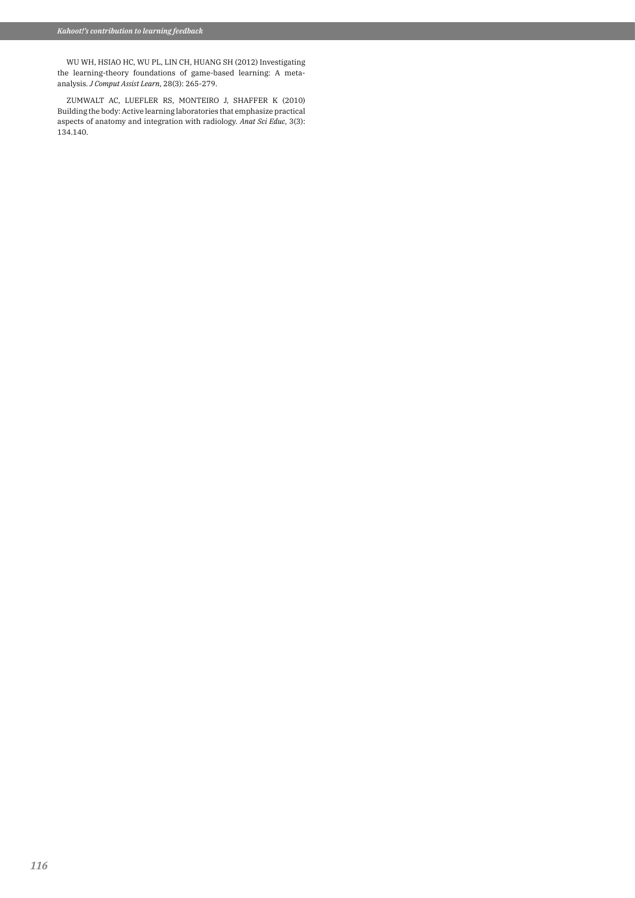WU WH, HSIAO HC, WU PL, LIN CH, HUANG SH (2012) Investigating the learning-theory foundations of game-based learning: A meta-analysis. *J Comput Assist Learn*, 28(3): 265-279.

ZUMWALT AC, LUEFLER RS, MONTEIRO J, SHAFFER K (2010) Building the body: Active learning laboratories that emphasize practical aspects of anatomy and integration with radiology. *Anat Sci Educ*, 3(3): 134.140.